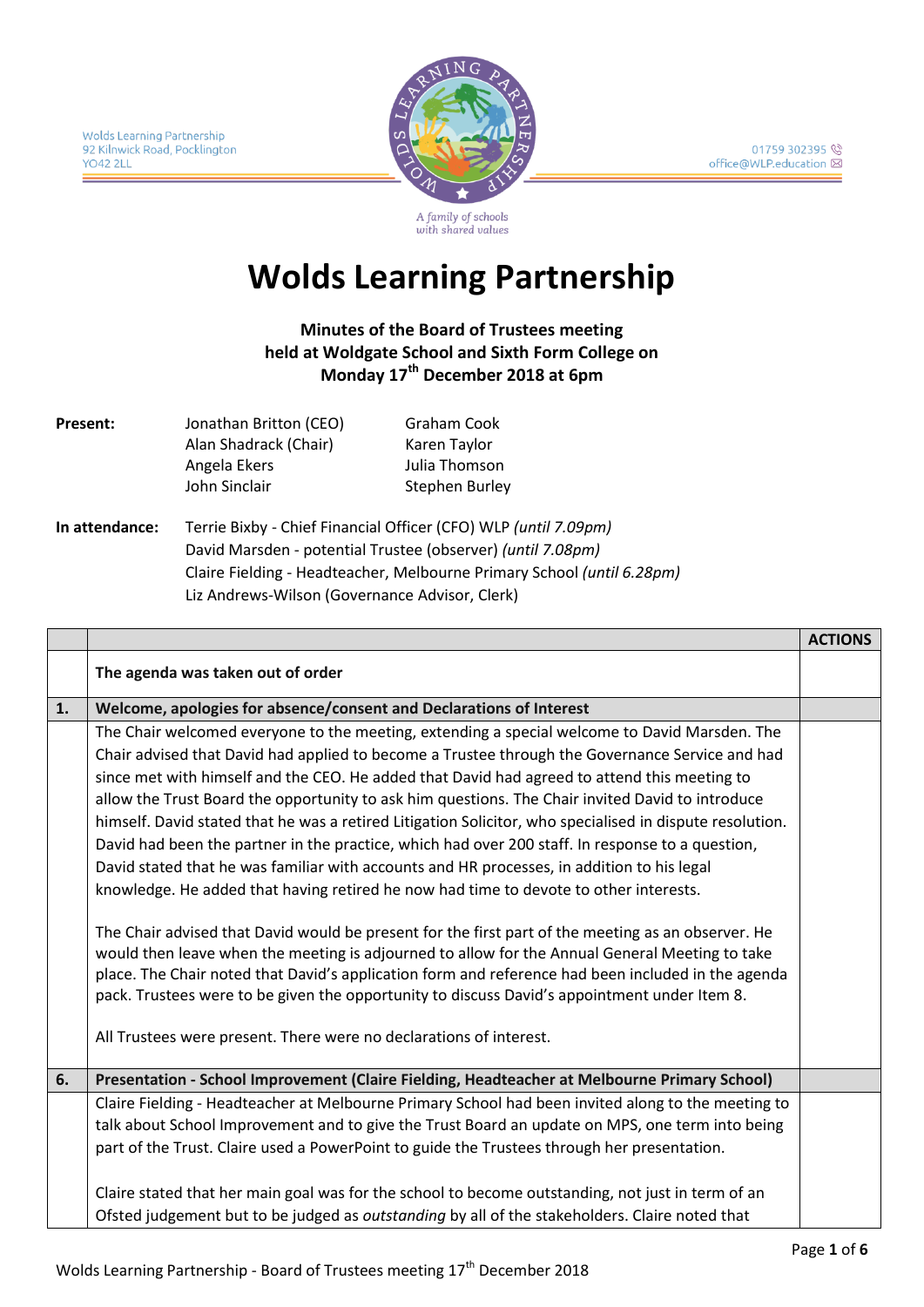Wolds Learning Partnership
92 Kilnwick Road, Pocklington
YO42 2LL

01759 302395
office@WLP.education

A family of schools with shared values

# Wolds Learning Partnership

**Minutes of the Board of Trustees meeting**
**held at Woldgate School and Sixth Form College on**
**Monday 17th December 2018 at 6pm**

| **Present:** | Jonathan Britton (CEO) | Graham Cook |
|---|---|---|
| | Alan Shadrack (Chair) | Karen Taylor |
| | Angela Ekers | Julia Thomson |
| | John Sinclair | Stephen Burley |

**In attendance:**
Terrie Bixby - Chief Financial Officer (CFO) WLP *(until 7.09pm)*
David Marsden - potential Trustee (observer) *(until 7.08pm)*
Claire Fielding - Headteacher, Melbourne Primary School *(until 6.28pm)*
Liz Andrews-Wilson (Governance Advisor, Clerk)

| | | **ACTIONS** |
|---|---|---|
| | **The agenda was taken out of order** | |
| **1.** | **Welcome, apologies for absence/consent and Declarations of Interest** | |
| | The Chair welcomed everyone to the meeting, extending a special welcome to David Marsden. The Chair advised that David had applied to become a Trustee through the Governance Service and had since met with himself and the CEO. He added that David had agreed to attend this meeting to allow the Trust Board the opportunity to ask him questions. The Chair invited David to introduce himself. David stated that he was a retired Litigation Solicitor, who specialised in dispute resolution. David had been the partner in the practice, which had over 200 staff. In response to a question, David stated that he was familiar with accounts and HR processes, in addition to his legal knowledge. He added that having retired he now had time to devote to other interests.<br><br>The Chair advised that David would be present for the first part of the meeting as an observer. He would then leave when the meeting is adjourned to allow for the Annual General Meeting to take place. The Chair noted that David's application form and reference had been included in the agenda pack. Trustees were to be given the opportunity to discuss David's appointment under Item 8.<br><br>All Trustees were present. There were no declarations of interest. | |
| **6.** | **Presentation - School Improvement (Claire Fielding, Headteacher at Melbourne Primary School)** | |
| | Claire Fielding - Headteacher at Melbourne Primary School had been invited along to the meeting to talk about School Improvement and to give the Trust Board an update on MPS, one term into being part of the Trust. Claire used a PowerPoint to guide the Trustees through her presentation.<br><br>Claire stated that her main goal was for the school to become outstanding, not just in term of an Ofsted judgement but to be judged as *outstanding* by all of the stakeholders. Claire noted that | |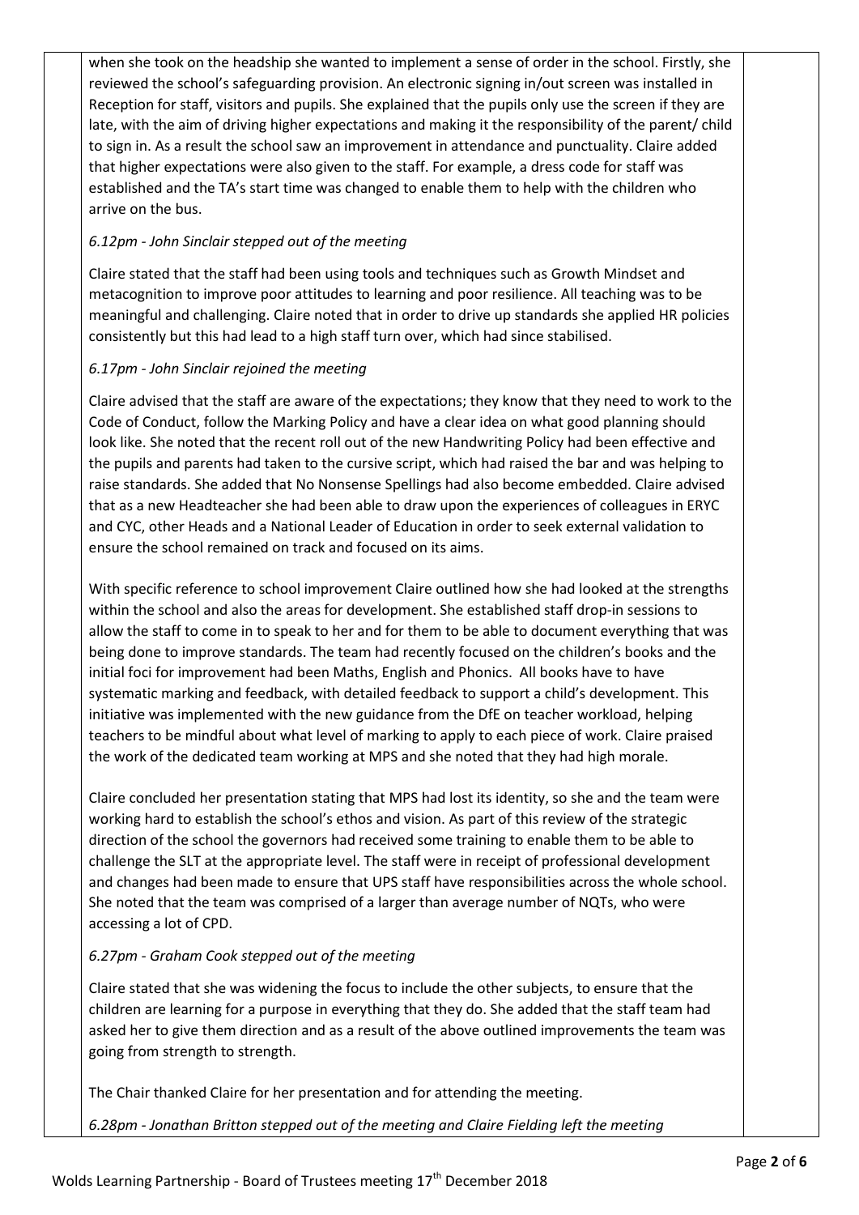when she took on the headship she wanted to implement a sense of order in the school. Firstly, she reviewed the school's safeguarding provision. An electronic signing in/out screen was installed in Reception for staff, visitors and pupils. She explained that the pupils only use the screen if they are late, with the aim of driving higher expectations and making it the responsibility of the parent/ child to sign in. As a result the school saw an improvement in attendance and punctuality. Claire added that higher expectations were also given to the staff. For example, a dress code for staff was established and the TA's start time was changed to enable them to help with the children who arrive on the bus.

*6.12pm - John Sinclair stepped out of the meeting*

Claire stated that the staff had been using tools and techniques such as Growth Mindset and metacognition to improve poor attitudes to learning and poor resilience. All teaching was to be meaningful and challenging. Claire noted that in order to drive up standards she applied HR policies consistently but this had lead to a high staff turn over, which had since stabilised.

*6.17pm - John Sinclair rejoined the meeting*

Claire advised that the staff are aware of the expectations; they know that they need to work to the Code of Conduct, follow the Marking Policy and have a clear idea on what good planning should look like. She noted that the recent roll out of the new Handwriting Policy had been effective and the pupils and parents had taken to the cursive script, which had raised the bar and was helping to raise standards. She added that No Nonsense Spellings had also become embedded. Claire advised that as a new Headteacher she had been able to draw upon the experiences of colleagues in ERYC and CYC, other Heads and a National Leader of Education in order to seek external validation to ensure the school remained on track and focused on its aims.

With specific reference to school improvement Claire outlined how she had looked at the strengths within the school and also the areas for development. She established staff drop-in sessions to allow the staff to come in to speak to her and for them to be able to document everything that was being done to improve standards. The team had recently focused on the children's books and the initial foci for improvement had been Maths, English and Phonics. All books have to have systematic marking and feedback, with detailed feedback to support a child's development. This initiative was implemented with the new guidance from the DfE on teacher workload, helping teachers to be mindful about what level of marking to apply to each piece of work. Claire praised the work of the dedicated team working at MPS and she noted that they had high morale.

Claire concluded her presentation stating that MPS had lost its identity, so she and the team were working hard to establish the school's ethos and vision. As part of this review of the strategic direction of the school the governors had received some training to enable them to be able to challenge the SLT at the appropriate level. The staff were in receipt of professional development and changes had been made to ensure that UPS staff have responsibilities across the whole school. She noted that the team was comprised of a larger than average number of NQTs, who were accessing a lot of CPD.

*6.27pm - Graham Cook stepped out of the meeting*

Claire stated that she was widening the focus to include the other subjects, to ensure that the children are learning for a purpose in everything that they do. She added that the staff team had asked her to give them direction and as a result of the above outlined improvements the team was going from strength to strength.

The Chair thanked Claire for her presentation and for attending the meeting.

*6.28pm - Jonathan Britton stepped out of the meeting and Claire Fielding left the meeting*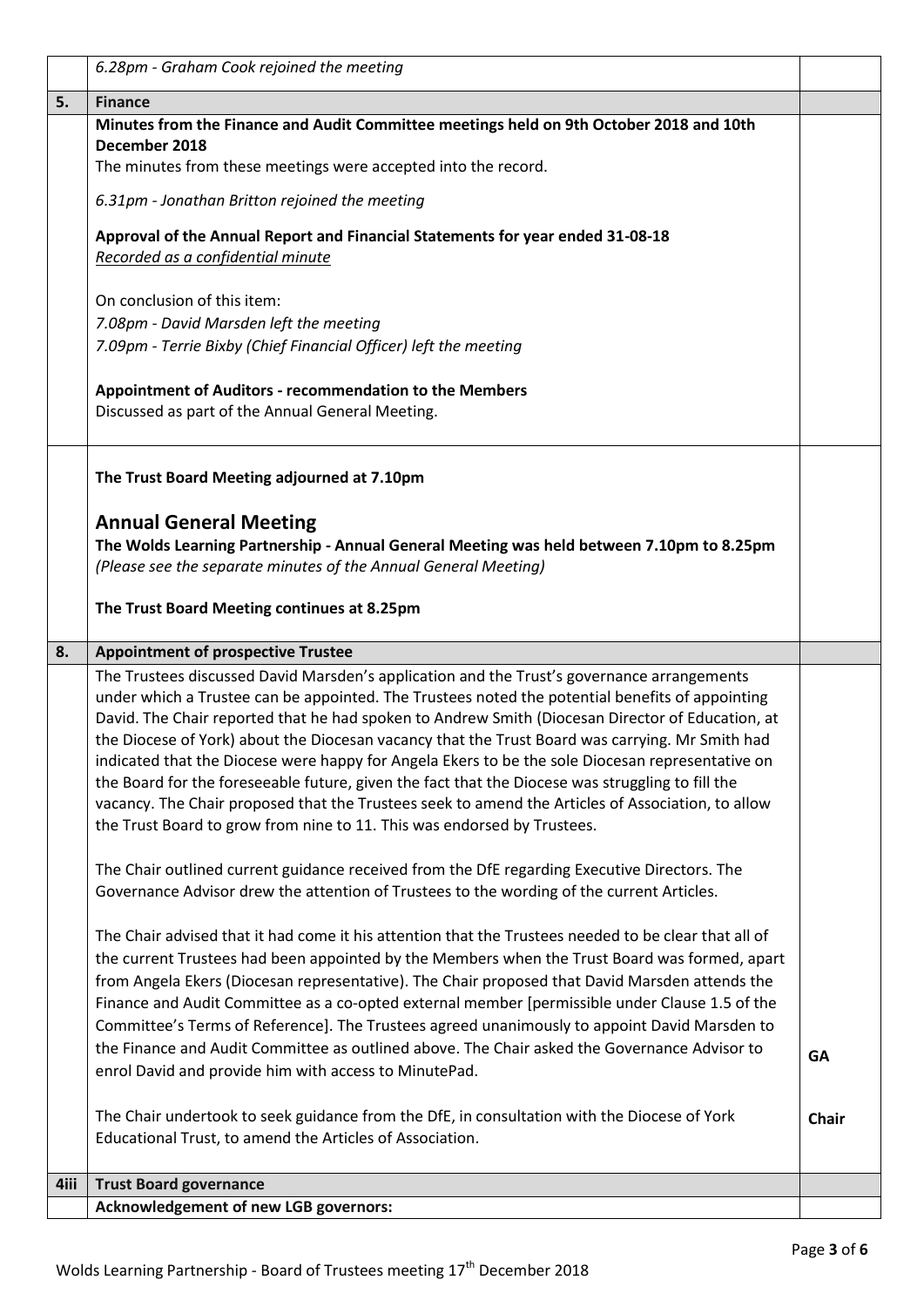| | | |
|---|---|---|
| | *6.28pm - Graham Cook rejoined the meeting* | |
| **5.** | **Finance** | |
| | **Minutes from the Finance and Audit Committee meetings held on 9th October 2018 and 10th December 2018**<br>The minutes from these meetings were accepted into the record.<br><br>*6.31pm - Jonathan Britton rejoined the meeting*<br><br>**Approval of the Annual Report and Financial Statements for year ended 31-08-18**<br>*Recorded as a confidential minute*<br><br>On conclusion of this item:<br>*7.08pm - David Marsden left the meeting*<br>*7.09pm - Terrie Bixby (Chief Financial Officer) left the meeting*<br><br>**Appointment of Auditors - recommendation to the Members**<br>Discussed as part of the Annual General Meeting. | |
| | **The Trust Board Meeting adjourned at 7.10pm**<br><br>**Annual General Meeting**<br>**The Wolds Learning Partnership - Annual General Meeting was held between 7.10pm to 8.25pm**<br>*(Please see the separate minutes of the Annual General Meeting)*<br><br>**The Trust Board Meeting continues at 8.25pm** | |
| **8.** | **Appointment of prospective Trustee** | |
| | The Trustees discussed David Marsden's application and the Trust's governance arrangements under which a Trustee can be appointed. The Trustees noted the potential benefits of appointing David. The Chair reported that he had spoken to Andrew Smith (Diocesan Director of Education, at the Diocese of York) about the Diocesan vacancy that the Trust Board was carrying. Mr Smith had indicated that the Diocese were happy for Angela Ekers to be the sole Diocesan representative on the Board for the foreseeable future, given the fact that the Diocese was struggling to fill the vacancy. The Chair proposed that the Trustees seek to amend the Articles of Association, to allow the Trust Board to grow from nine to 11. This was endorsed by Trustees.<br><br>The Chair outlined current guidance received from the DfE regarding Executive Directors. The Governance Advisor drew the attention of Trustees to the wording of the current Articles.<br><br>The Chair advised that it had come it his attention that the Trustees needed to be clear that all of the current Trustees had been appointed by the Members when the Trust Board was formed, apart from Angela Ekers (Diocesan representative). The Chair proposed that David Marsden attends the Finance and Audit Committee as a co-opted external member [permissible under Clause 1.5 of the Committee's Terms of Reference]. The Trustees agreed unanimously to appoint David Marsden to the Finance and Audit Committee as outlined above. The Chair asked the Governance Advisor to enrol David and provide him with access to MinutePad.<br><br>The Chair undertook to seek guidance from the DfE, in consultation with the Diocese of York Educational Trust, to amend the Articles of Association. | **GA**<br><br>**Chair** |
| **4iii** | **Trust Board governance** | |
| | **Acknowledgement of new LGB governors:** | |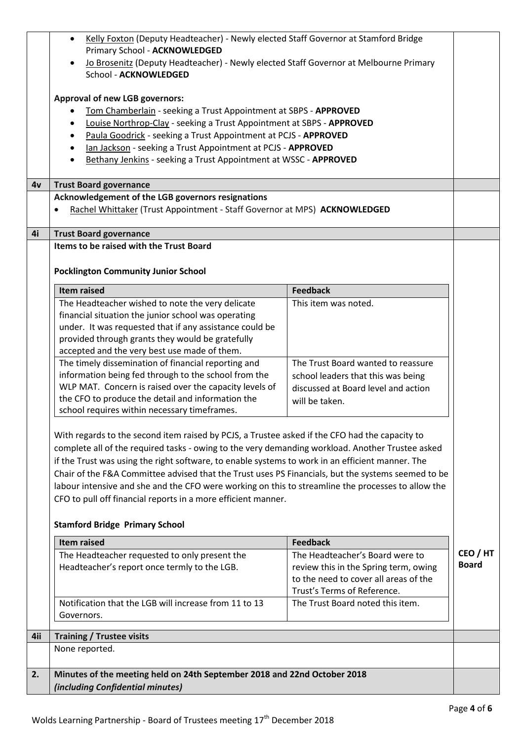- Kelly Foxton (Deputy Headteacher) - Newly elected Staff Governor at Stamford Bridge Primary School - **ACKNOWLEDGED**
- Jo Brosenitz (Deputy Headteacher) - Newly elected Staff Governor at Melbourne Primary School - **ACKNOWLEDGED**

**Approval of new LGB governors:**

- Tom Chamberlain - seeking a Trust Appointment at SBPS - **APPROVED**
- Louise Northrop-Clay - seeking a Trust Appointment at SBPS - **APPROVED**
- Paula Goodrick - seeking a Trust Appointment at PCJS - **APPROVED**
- Ian Jackson - seeking a Trust Appointment at PCJS - **APPROVED**
- Bethany Jenkins - seeking a Trust Appointment at WSSC - **APPROVED**

**4v Trust Board governance**

**Acknowledgement of the LGB governors resignations**

- Rachel Whittaker (Trust Appointment - Staff Governor at MPS) **ACKNOWLEDGED**

**4i Trust Board governance**

**Items to be raised with the Trust Board**

**Pocklington Community Junior School**

| Item raised | Feedback |
|---|---|
| The Headteacher wished to note the very delicate financial situation the junior school was operating under. It was requested that if any assistance could be provided through grants they would be gratefully accepted and the very best use made of them. | This item was noted. |
| The timely dissemination of financial reporting and information being fed through to the school from the WLP MAT. Concern is raised over the capacity levels of the CFO to produce the detail and information the school requires within necessary timeframes. | The Trust Board wanted to reassure school leaders that this was being discussed at Board level and action will be taken. |

With regards to the second item raised by PCJS, a Trustee asked if the CFO had the capacity to complete all of the required tasks - owing to the very demanding workload. Another Trustee asked if the Trust was using the right software, to enable systems to work in an efficient manner. The Chair of the F&A Committee advised that the Trust uses PS Financials, but the systems seemed to be labour intensive and she and the CFO were working on this to streamline the processes to allow the CFO to pull off financial reports in a more efficient manner.

**Stamford Bridge Primary School**

| Item raised | Feedback |
|---|---|
| The Headteacher requested to only present the Headteacher's report once termly to the LGB. | The Headteacher's Board were to review this in the Spring term, owing to the need to cover all areas of the Trust's Terms of Reference. |
| Notification that the LGB will increase from 11 to 13 Governors. | The Trust Board noted this item. |

**CEO / HT Board**

**4ii Training / Trustee visits**

None reported.

**2. Minutes of the meeting held on 24th September 2018 and 22nd October 2018** ***(including Confidential minutes)***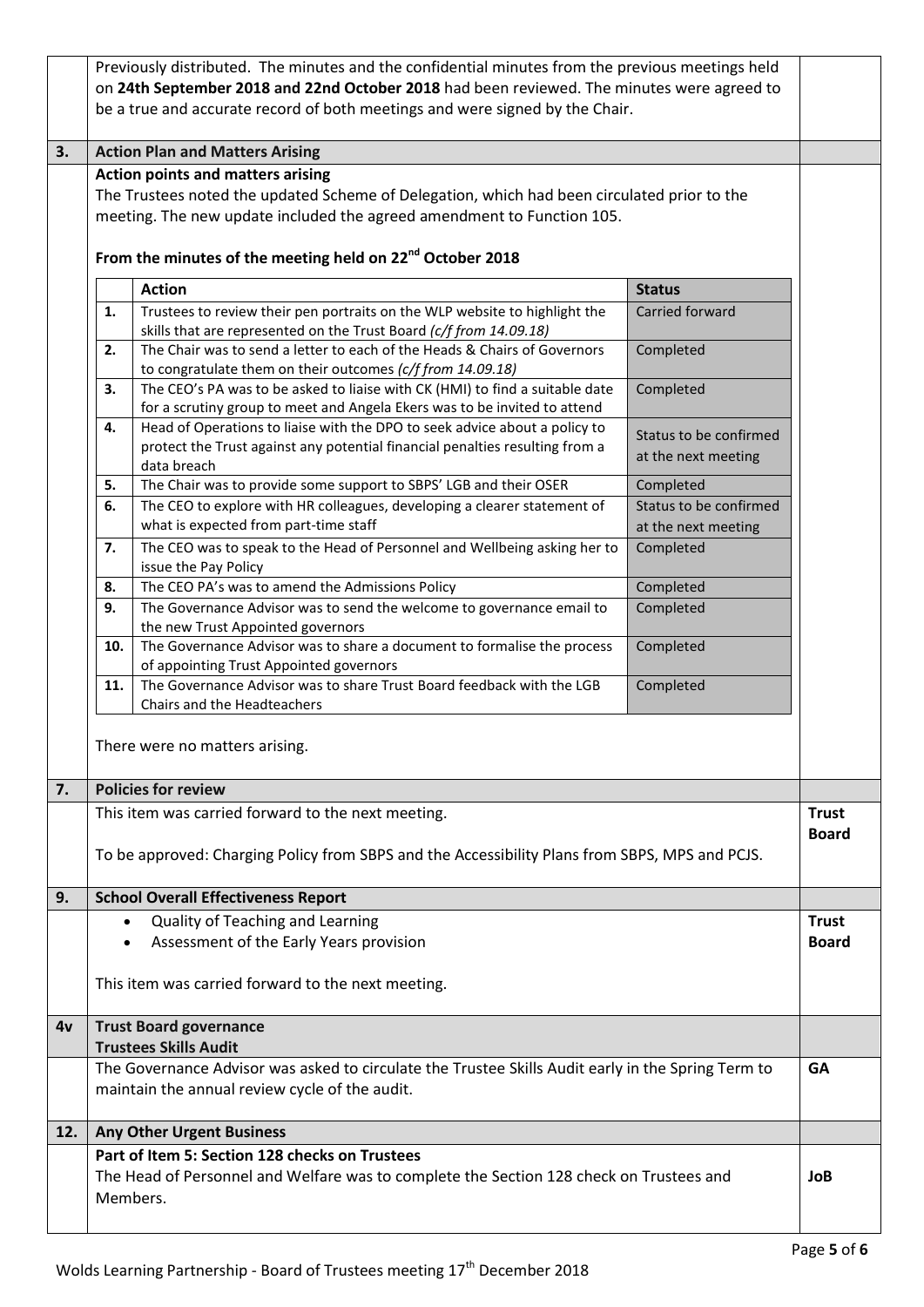Previously distributed. The minutes and the confidential minutes from the previous meetings held on **24th September 2018 and 22nd October 2018** had been reviewed. The minutes were agreed to be a true and accurate record of both meetings and were signed by the Chair.

## 3. Action Plan and Matters Arising

**Action points and matters arising**

The Trustees noted the updated Scheme of Delegation, which had been circulated prior to the meeting. The new update included the agreed amendment to Function 105.

**From the minutes of the meeting held on 22nd October 2018**

| | Action | Status |
|---|---|---|
| 1. | Trustees to review their pen portraits on the WLP website to highlight the skills that are represented on the Trust Board *(c/f from 14.09.18)* | Carried forward |
| 2. | The Chair was to send a letter to each of the Heads & Chairs of Governors to congratulate them on their outcomes *(c/f from 14.09.18)* | Completed |
| 3. | The CEO's PA was to be asked to liaise with CK (HMI) to find a suitable date for a scrutiny group to meet and Angela Ekers was to be invited to attend | Completed |
| 4. | Head of Operations to liaise with the DPO to seek advice about a policy to protect the Trust against any potential financial penalties resulting from a data breach | Status to be confirmed at the next meeting |
| 5. | The Chair was to provide some support to SBPS' LGB and their OSER | Completed |
| 6. | The CEO to explore with HR colleagues, developing a clearer statement of what is expected from part-time staff | Status to be confirmed at the next meeting |
| 7. | The CEO was to speak to the Head of Personnel and Wellbeing asking her to issue the Pay Policy | Completed |
| 8. | The CEO PA's was to amend the Admissions Policy | Completed |
| 9. | The Governance Advisor was to send the welcome to governance email to the new Trust Appointed governors | Completed |
| 10. | The Governance Advisor was to share a document to formalise the process of appointing Trust Appointed governors | Completed |
| 11. | The Governance Advisor was to share Trust Board feedback with the LGB Chairs and the Headteachers | Completed |

There were no matters arising.

## 7. Policies for review

This item was carried forward to the next meeting. — **Trust Board**

To be approved: Charging Policy from SBPS and the Accessibility Plans from SBPS, MPS and PCJS.

## 9. School Overall Effectiveness Report

- Quality of Teaching and Learning
- Assessment of the Early Years provision

**Trust Board**

This item was carried forward to the next meeting.

## 4v Trust Board governance

**Trustees Skills Audit**

The Governance Advisor was asked to circulate the Trustee Skills Audit early in the Spring Term to maintain the annual review cycle of the audit. — **GA**

## 12. Any Other Urgent Business

**Part of Item 5: Section 128 checks on Trustees**

The Head of Personnel and Welfare was to complete the Section 128 check on Trustees and Members. — **JoB**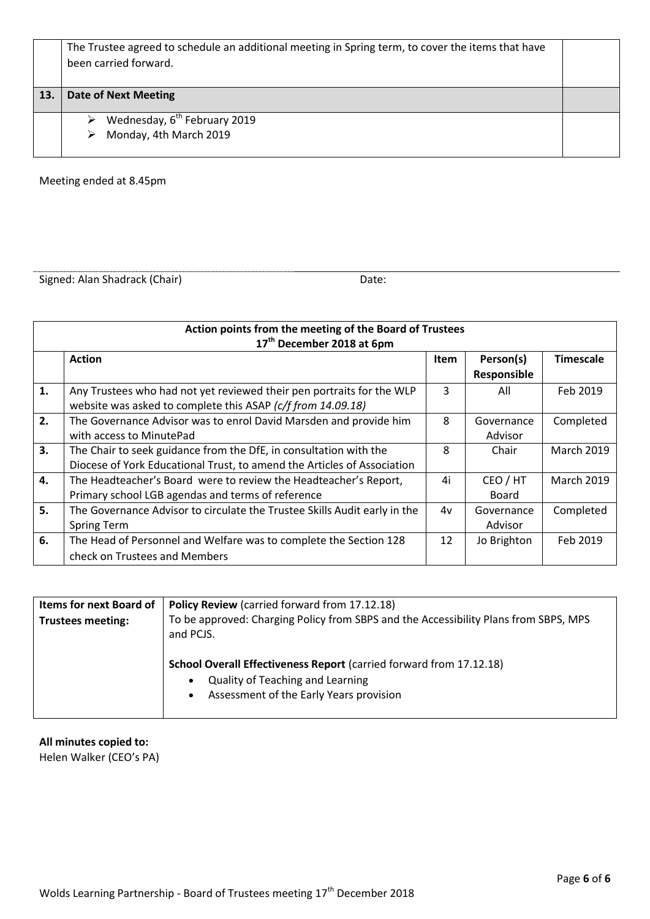| | | |
|---|---|---|
| | The Trustee agreed to schedule an additional meeting in Spring term, to cover the items that have been carried forward. | |
| **13.** | **Date of Next Meeting** | |
| | ➢ Wednesday, 6th February 2019<br>➢ Monday, 4th March 2019 | |

Meeting ended at 8.45pm

Signed: Alan Shadrack (Chair) Date:

| Action points from the meeting of the Board of Trustees 17th December 2018 at 6pm | | | | |
|---|---|---|---|---|
| | **Action** | **Item** | **Person(s) Responsible** | **Timescale** |
| **1.** | Any Trustees who had not yet reviewed their pen portraits for the WLP website was asked to complete this ASAP *(c/f from 14.09.18)* | 3 | All | Feb 2019 |
| **2.** | The Governance Advisor was to enrol David Marsden and provide him with access to MinutePad | 8 | Governance Advisor | Completed |
| **3.** | The Chair to seek guidance from the DfE, in consultation with the Diocese of York Educational Trust, to amend the Articles of Association | 8 | Chair | March 2019 |
| **4.** | The Headteacher's Board were to review the Headteacher's Report, Primary school LGB agendas and terms of reference | 4i | CEO / HT Board | March 2019 |
| **5.** | The Governance Advisor to circulate the Trustee Skills Audit early in the Spring Term | 4v | Governance Advisor | Completed |
| **6.** | The Head of Personnel and Welfare was to complete the Section 128 check on Trustees and Members | 12 | Jo Brighton | Feb 2019 |

| | |
|---|---|
| **Items for next Board of Trustees meeting:** | **Policy Review** (carried forward from 17.12.18)<br>To be approved: Charging Policy from SBPS and the Accessibility Plans from SBPS, MPS and PCJS.<br><br>**School Overall Effectiveness Report** (carried forward from 17.12.18)<br>• Quality of Teaching and Learning<br>• Assessment of the Early Years provision |

**All minutes copied to:**
Helen Walker (CEO's PA)